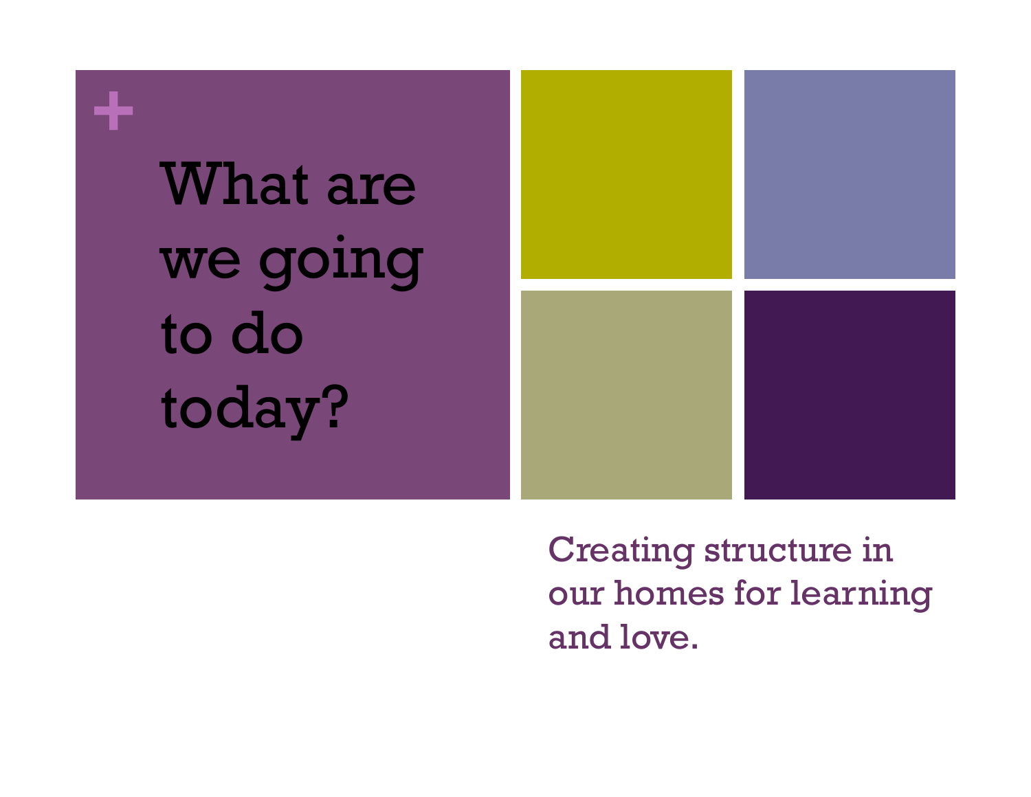# What are we going to do today?

Creating structure in our homes for learning and love.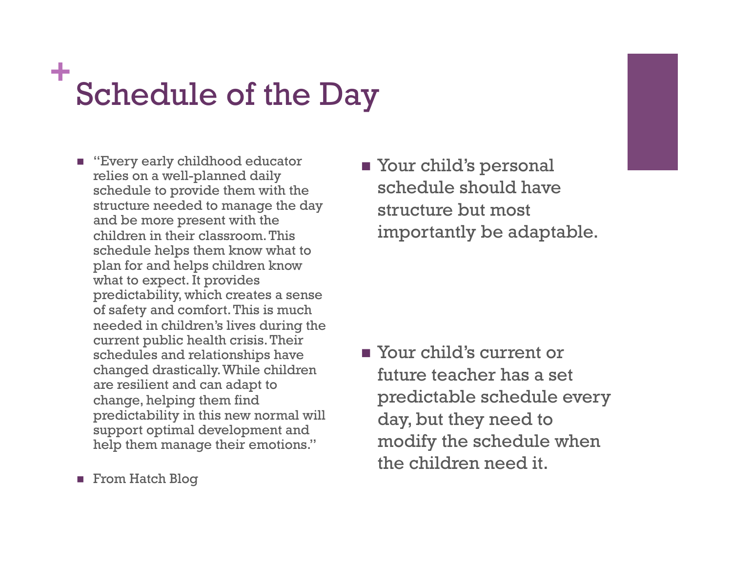# Schedule of the Day

- "Every early childhood educator relies on a well-planned daily schedule to provide them with the structure needed to manage the day and be more present with the children in their classroom. This schedule helps them know what to plan for and helps children know what to expect. It provides predictability, which creates a sense of safety and comfort. This is much needed in children's lives during the current public health crisis. Their schedules and relationships have changed drastically. While children are resilient and can adapt to change, helping them find predictability in this new normal will support optimal development and help them manage their emotions."
- From Hatch Blog

- Your child's personal schedule should have structure but most importantly be adaptable.
- Your child's current or future teacher has a set predictable schedule every day, but they need to modify the schedule when the children need it.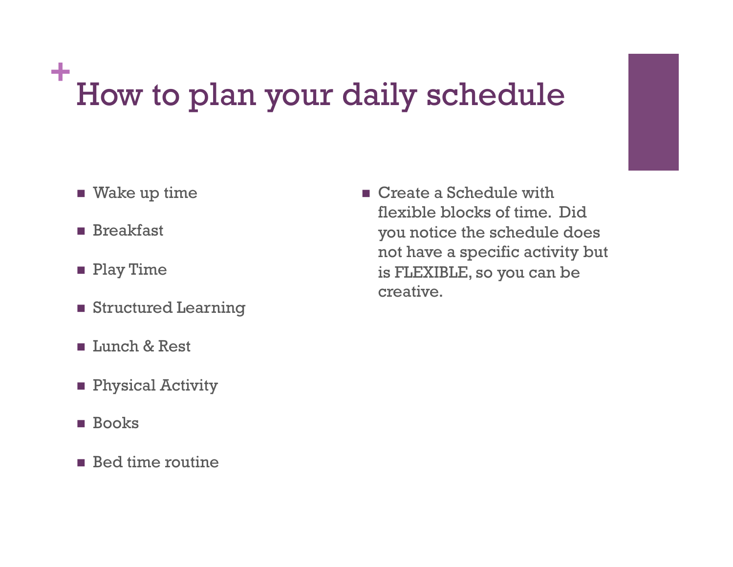# How to plan your daily schedule

- Wake up time
- Breakfast
- Play Time
- Structured Learning
- Lunch & Rest
- Physical Activity
- Books
- Bed time routine

- Create a Schedule with flexible blocks of time. Did you notice the schedule does not have a specific activity but is FLEXIBLE, so you can be creative.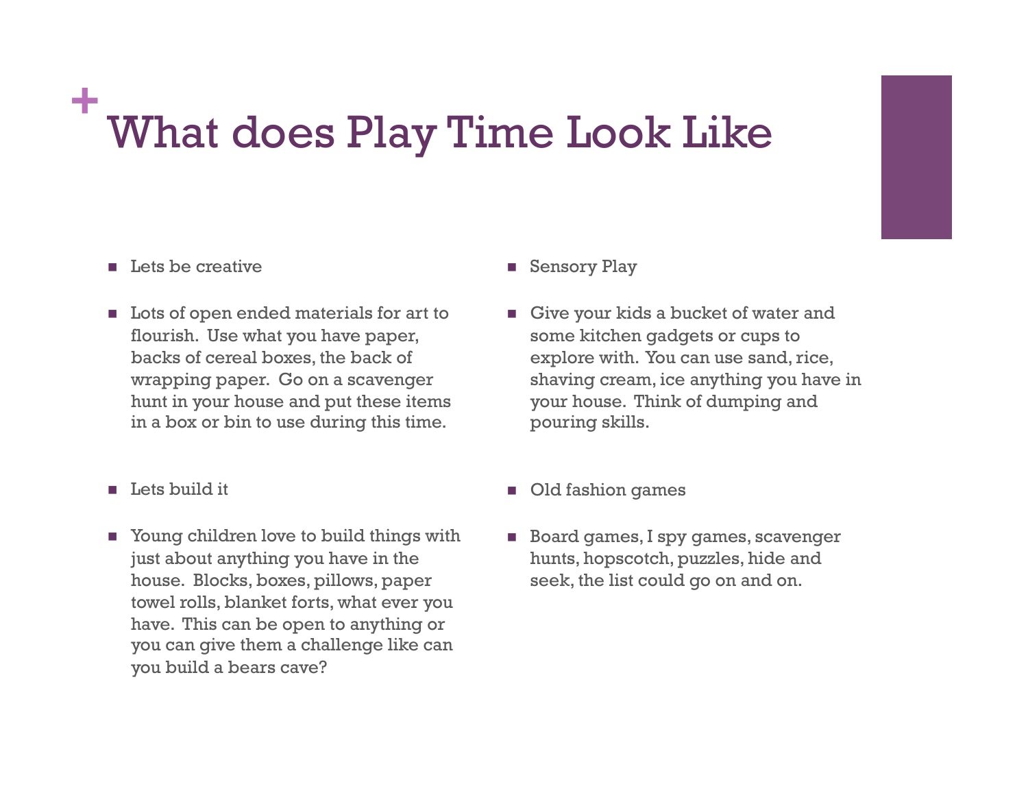# What does Play Time Look Like

- Lets be creative
- Lots of open ended materials for art to flourish. Use what you have paper, backs of cereal boxes, the back of wrapping paper. Go on a scavenger hunt in your house and put these items in a box or bin to use during this time.
- Lets build it
- Young children love to build things with just about anything you have in the house. Blocks, boxes, pillows, paper towel rolls, blanket forts, what ever you have. This can be open to anything or you can give them a challenge like can you build a bears cave?
- Sensory Play
- Give your kids a bucket of water and some kitchen gadgets or cups to explore with. You can use sand, rice, shaving cream, ice anything you have in your house. Think of dumping and pouring skills.
- Old fashion games
- Board games, I spy games, scavenger hunts, hopscotch, puzzles, hide and seek, the list could go on and on.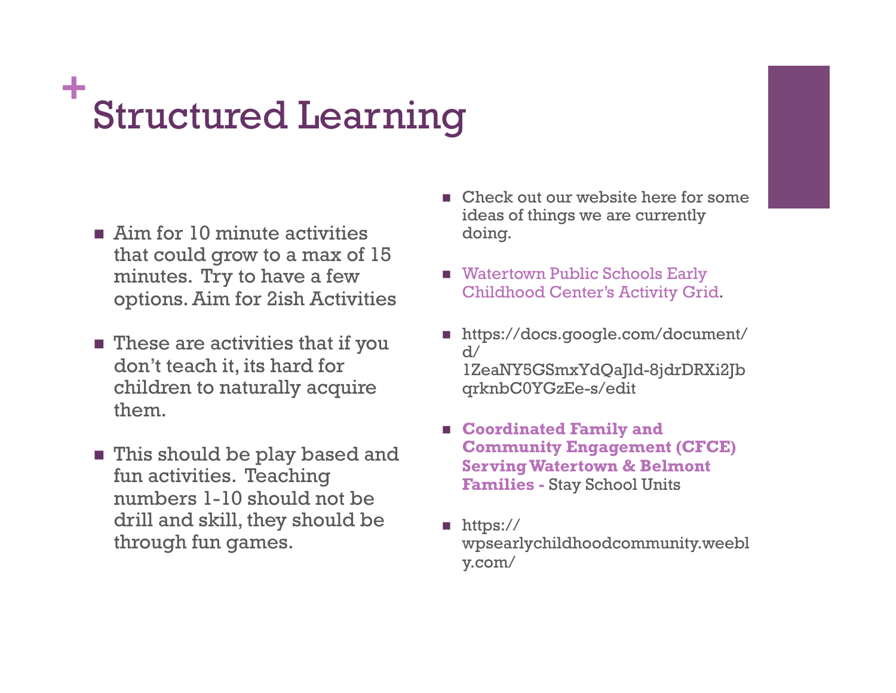# Structured Learning

- Aim for 10 minute activities that could grow to a max of 15 minutes. Try to have a few options. Aim for 2ish Activities
- These are activities that if you don't teach it, its hard for children to naturally acquire them.
- This should be play based and fun activities. Teaching numbers 1-10 should not be drill and skill, they should be through fun games.

- Check out our website here for some ideas of things we are currently doing.
- Watertown Public Schools Early Childhood Center's Activity Grid.
- https://docs.google.com/document/d/1ZeaNY5GSmxYdQaJld-8jdrDRXi2JbqrknbC0YGzEe-s/edit
- **Coordinated Family and Community Engagement (CFCE) Serving Watertown & Belmont Families -** Stay School Units
- https://wpsearlychildhoodcommunity.weebly.com/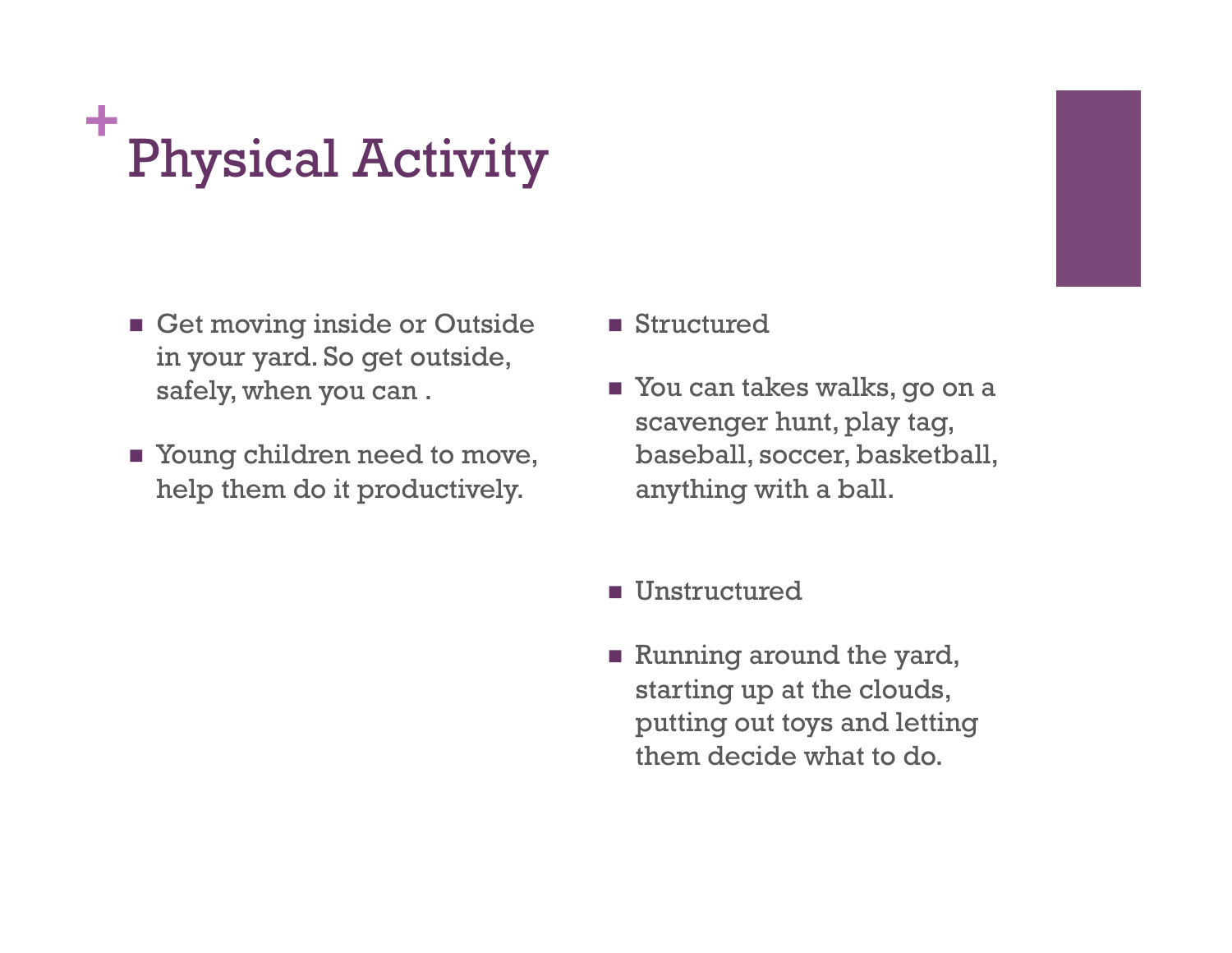# Physical Activity

- Get moving inside or Outside in your yard. So get outside, safely, when you can .
- Young children need to move, help them do it productively.

- Structured
- You can takes walks, go on a scavenger hunt, play tag, baseball, soccer, basketball, anything with a ball.

- Unstructured
- Running around the yard, starting up at the clouds, putting out toys and letting them decide what to do.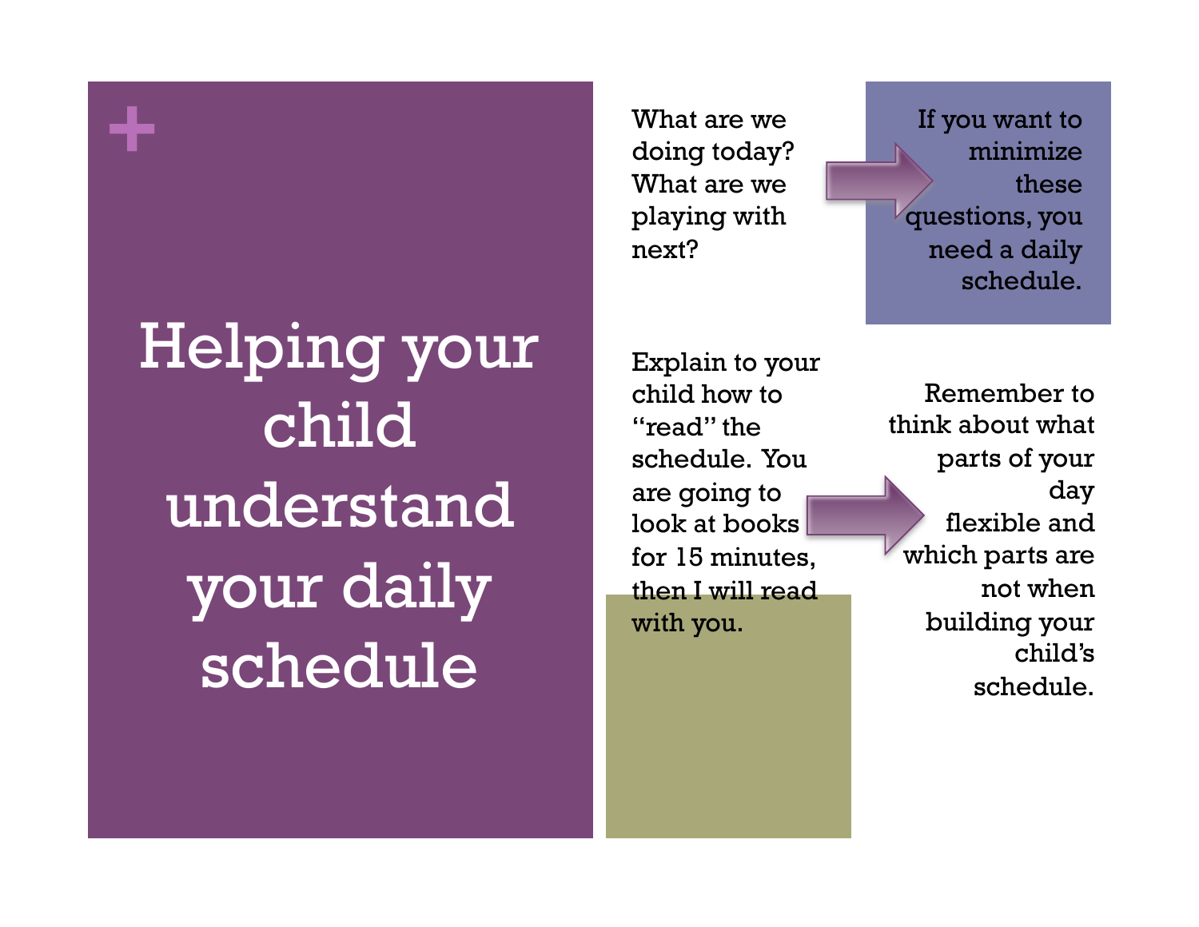# Helping your child understand your daily schedule

What are we doing today? What are we playing with next?

If you want to minimize these questions, you need a daily schedule.

Explain to your child how to "read" the schedule. You are going to look at books for 15 minutes, then I will read with you.

Remember to think about what parts of your day flexible and which parts are not when building your child's schedule.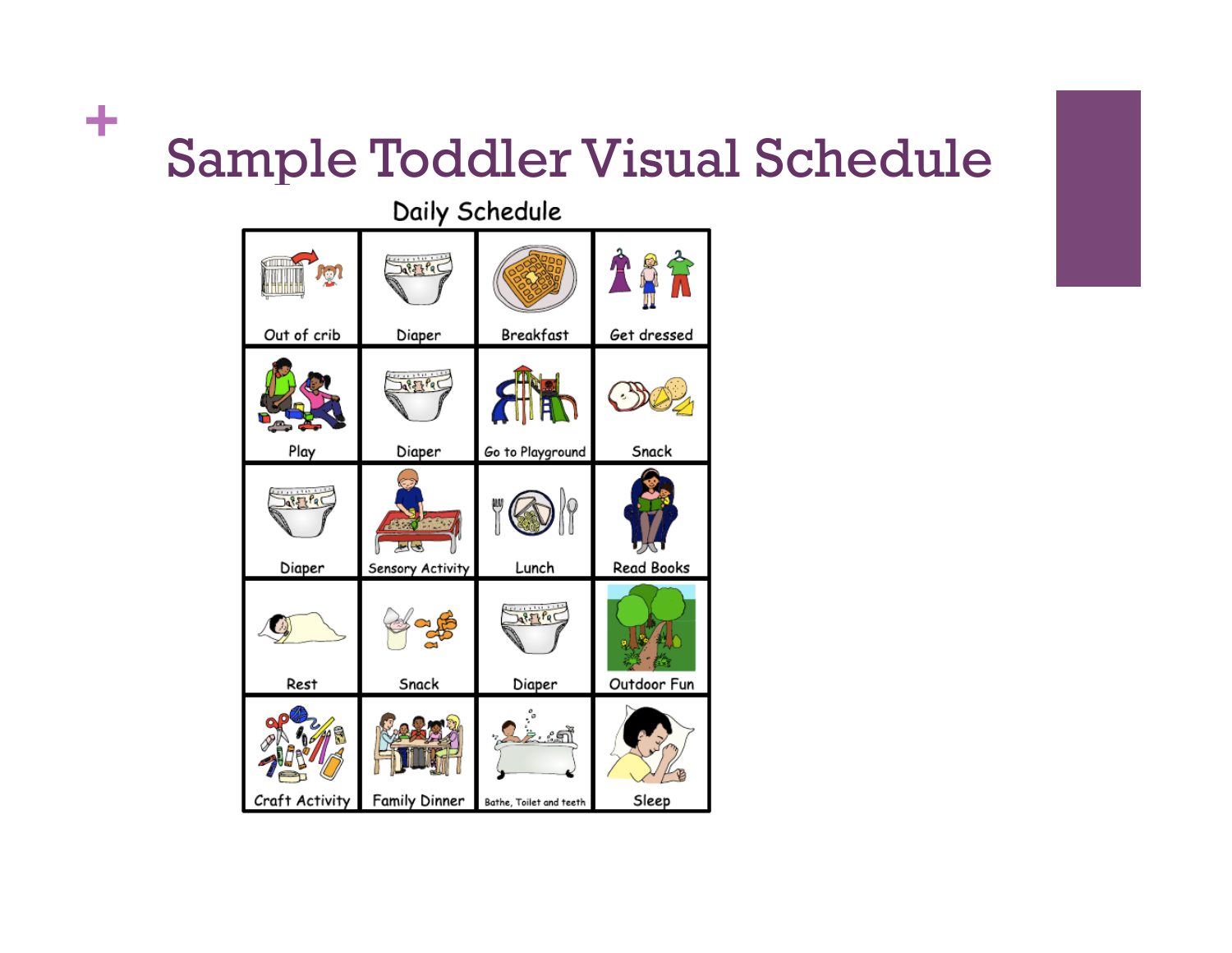# Sample Toddler Visual Schedule

Daily Schedule

| | | | |
|---|---|---|---|
| Out of crib | Diaper | Breakfast | Get dressed |
| Play | Diaper | Go to Playground | Snack |
| Diaper | Sensory Activity | Lunch | Read Books |
| Rest | Snack | Diaper | Outdoor Fun |
| Craft Activity | Family Dinner | Bathe, Toilet and teeth | Sleep |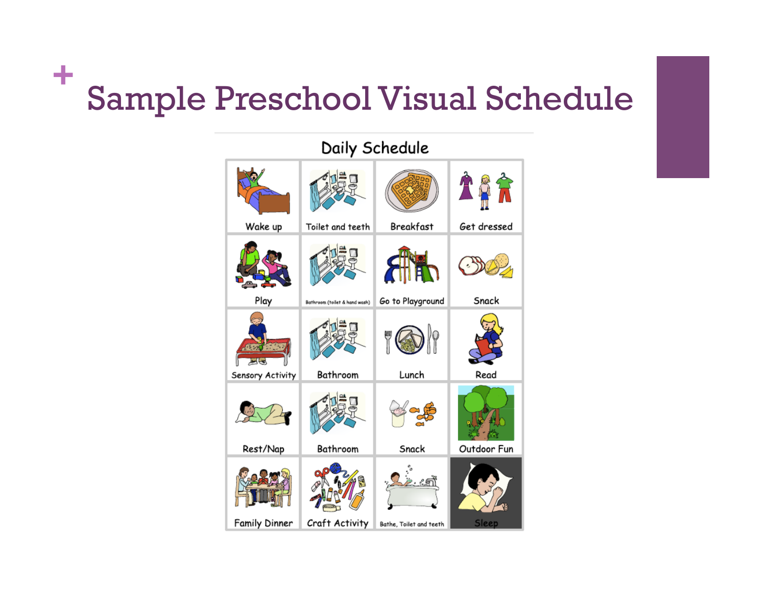# Sample Preschool Visual Schedule

## Daily Schedule

| | | | |
|---|---|---|---|
| Wake up | Toilet and teeth | Breakfast | Get dressed |
| Play | Bathroom (toilet & hand wash) | Go to Playground | Snack |
| Sensory Activity | Bathroom | Lunch | Read |
| Rest/Nap | Bathroom | Snack | Outdoor Fun |
| Family Dinner | Craft Activity | Bathe, Toilet and teeth | Sleep |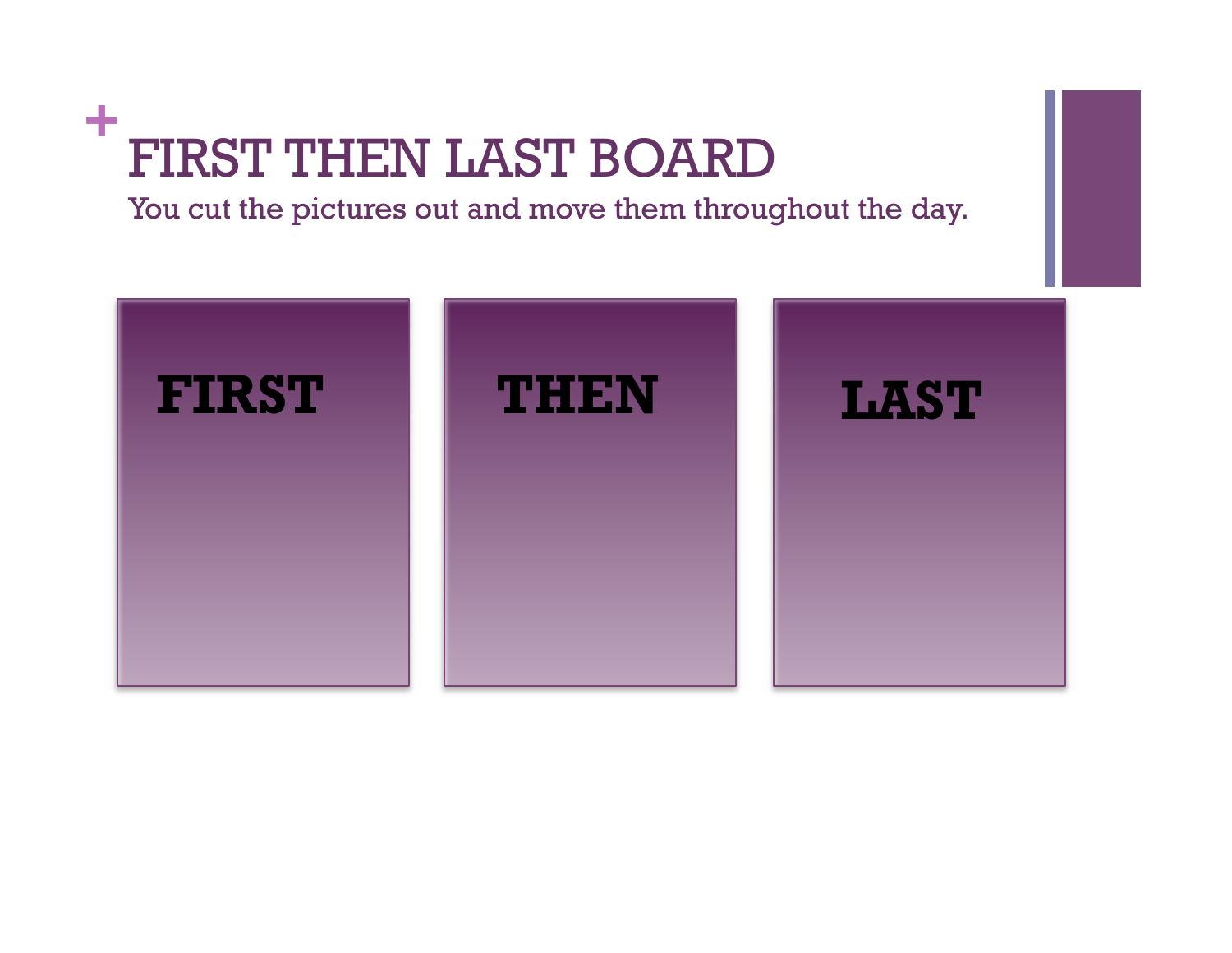# FIRST THEN LAST BOARD

You cut the pictures out and move them throughout the day.

| FIRST | THEN | LAST |
|---|---|---|
| | | |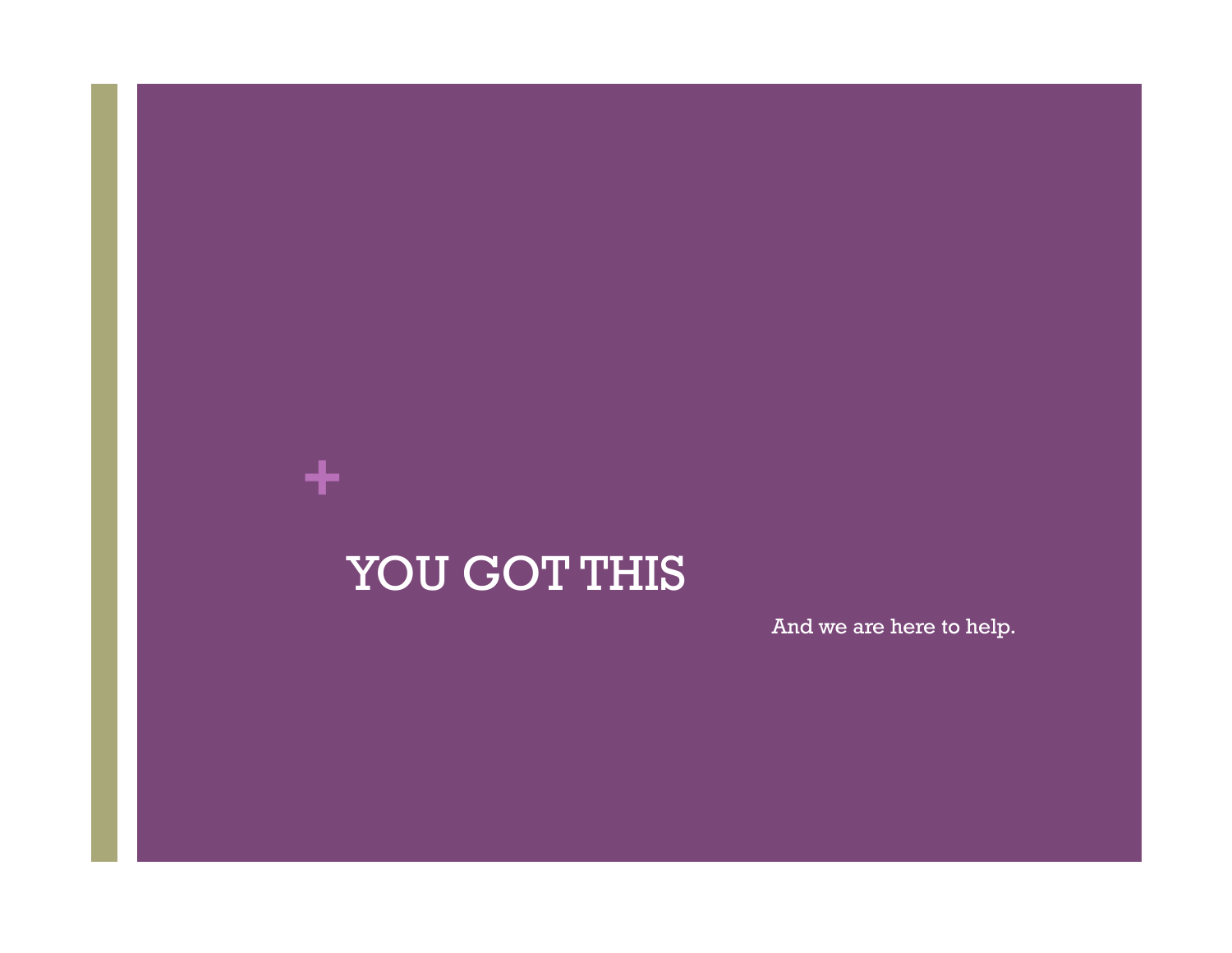# YOU GOT THIS

And we are here to help.